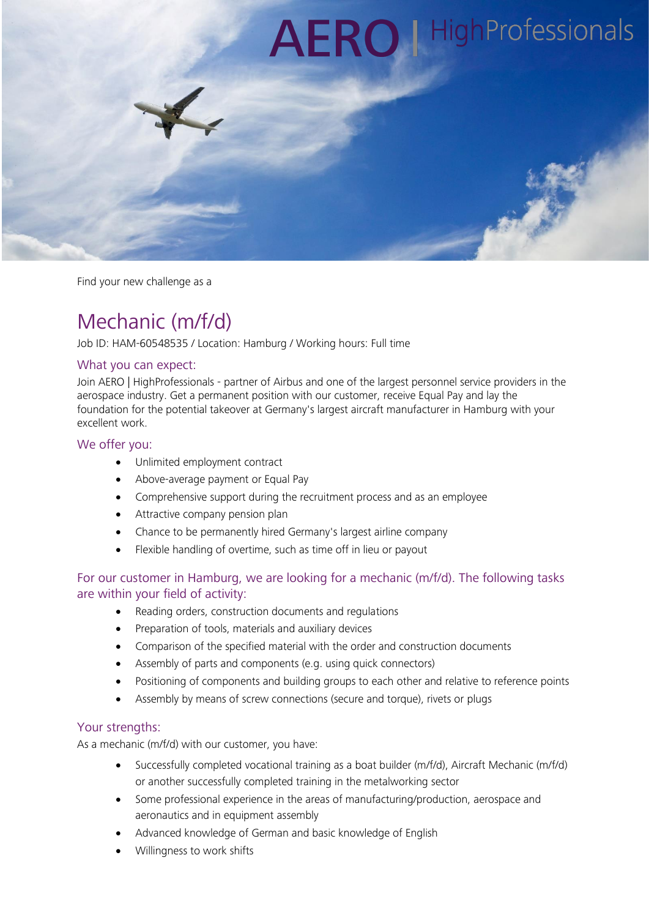AERO | HighProfessionals

Find your new challenge as a

# Mechanic (m/f/d)

Job ID: HAM-60548535 / Location: Hamburg / Working hours: Full time

## What you can expect:

Join AERO | HighProfessionals - partner of Airbus and one of the largest personnel service providers in the aerospace industry. Get a permanent position with our customer, receive Equal Pay and lay the foundation for the potential takeover at Germany's largest aircraft manufacturer in Hamburg with your excellent work.

## We offer you:

- Unlimited employment contract
- Above-average payment or Equal Pay
- Comprehensive support during the recruitment process and as an employee
- Attractive company pension plan
- Chance to be permanently hired Germany's largest airline company
- Flexible handling of overtime, such as time off in lieu or payout

## For our customer in Hamburg, we are looking for a mechanic (m/f/d). The following tasks are within your field of activity:

- Reading orders, construction documents and regulations
- Preparation of tools, materials and auxiliary devices
- Comparison of the specified material with the order and construction documents
- Assembly of parts and components (e.g. using quick connectors)
- Positioning of components and building groups to each other and relative to reference points
- Assembly by means of screw connections (secure and torque), rivets or plugs

## Your strengths:

As a mechanic (m/f/d) with our customer, you have:

- Successfully completed vocational training as a boat builder (m/f/d), Aircraft Mechanic (m/f/d) or another successfully completed training in the metalworking sector
- Some professional experience in the areas of manufacturing/production, aerospace and aeronautics and in equipment assembly
- Advanced knowledge of German and basic knowledge of English
- Willingness to work shifts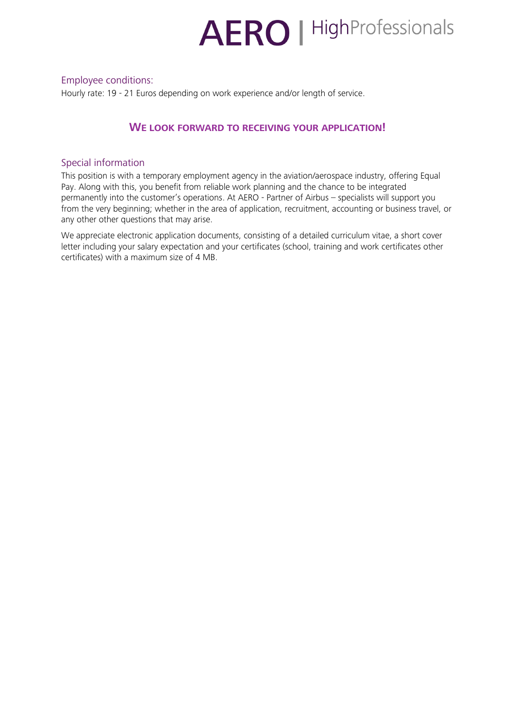## Employee conditions:

Hourly rate: 19 - 21 Euros depending on work experience and/or length of service.

### WE LOOK FORWARD TO RECEIVING YOUR APPLICATION!

## Special information

This position is with a temporary employment agency in the aviation/aerospace industry, offering Equal Pay. Along with this, you benefit from reliable work planning and the chance to be integrated permanently into the customer's operations. At AERO - Partner of Airbus – specialists will support you from the very beginning; whether in the area of application, recruitment, accounting or business travel, or any other other questions that may arise.

We appreciate electronic application documents, consisting of a detailed curriculum vitae, a short cover letter including your salary expectation and your certificates (school, training and work certificates other certificates) with a maximum size of 4 MB.